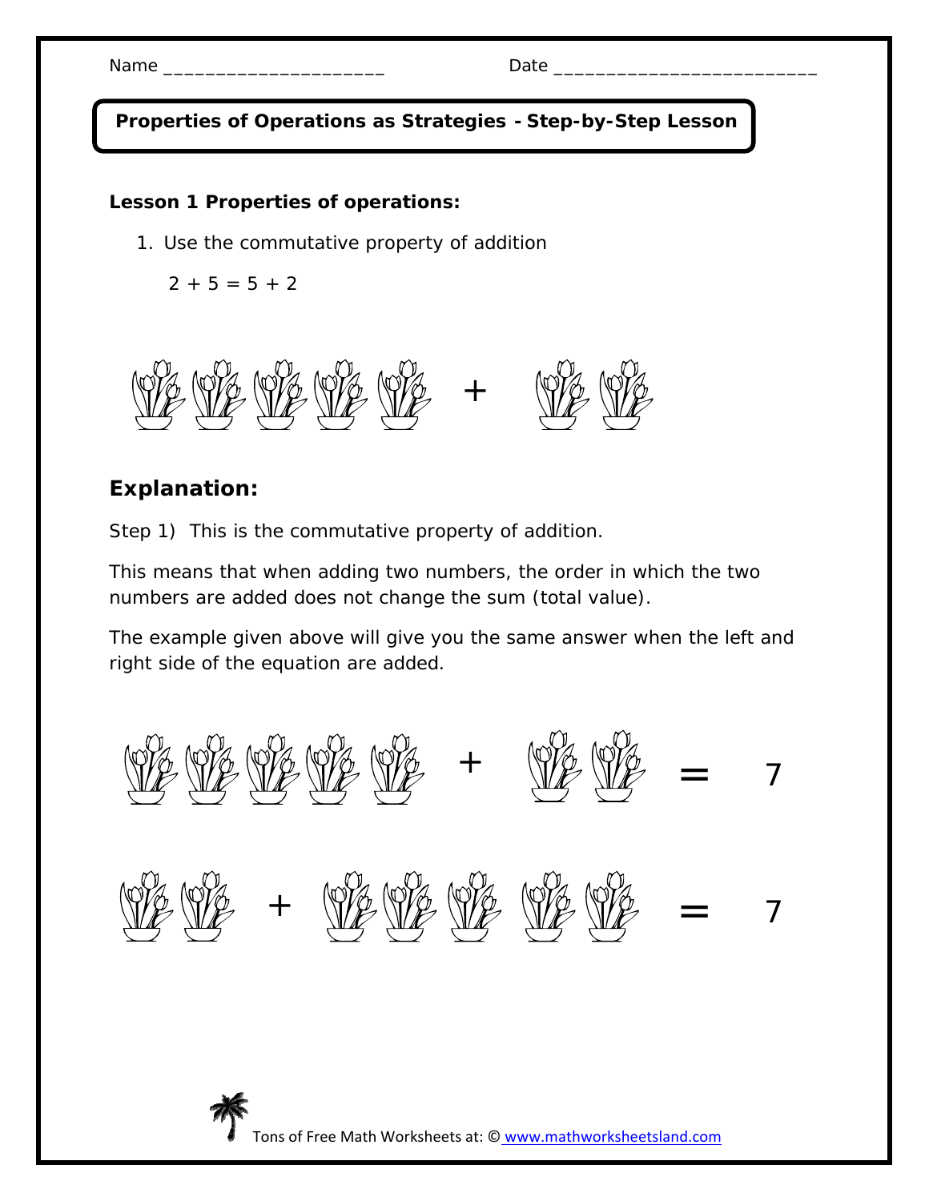Name ____________________ Date ________________________

**Properties of Operations as Strategies - Step-by-Step Lesson**

**Lesson 1 Properties of operations:**

1. Use the commutative property of addition

   $2 + 5 = 5 + 2$

$+$

## Explanation:

Step 1) This is the commutative property of addition.

This means that when adding two numbers, the order in which the two numbers are added does not change the sum (total value).

The example given above will give you the same answer when the left and right side of the equation are added.

$+ \quad = \quad 7$

$+ \quad = \quad 7$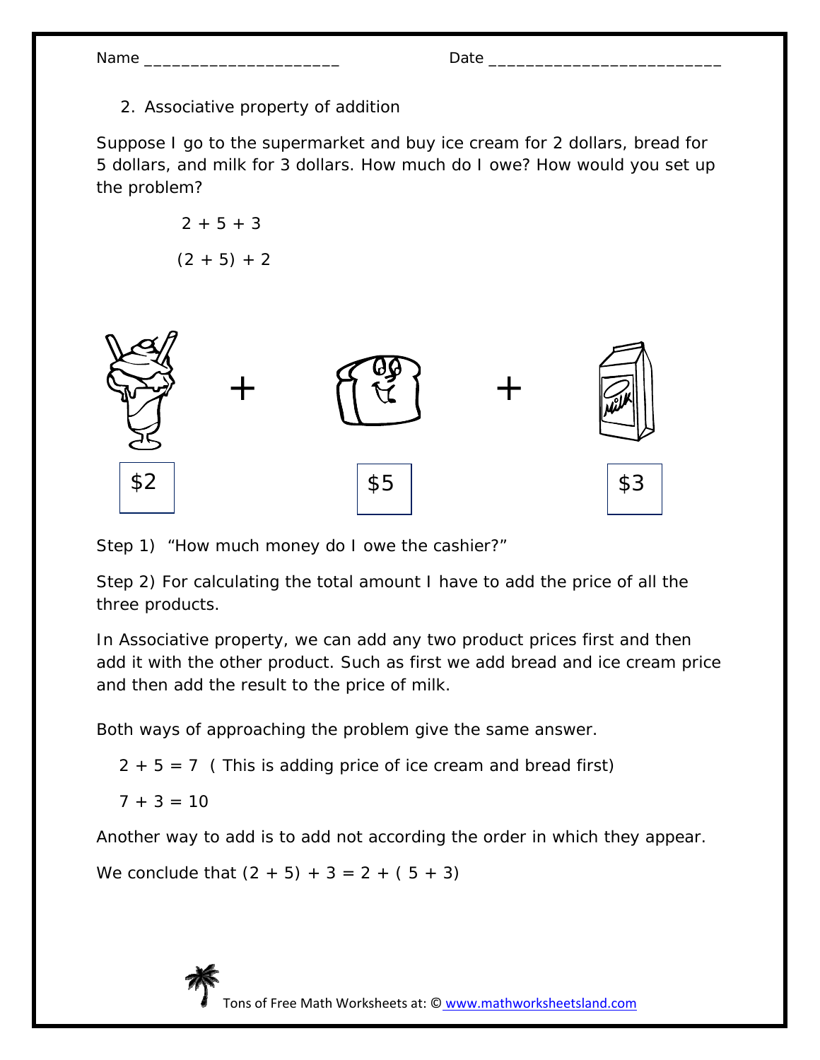Name ____________________ Date ________________________

2. Associative property of addition

Suppose I go to the supermarket and buy ice cream for 2 dollars, bread for 5 dollars, and milk for 3 dollars. How much do I owe? How would you set up the problem?

$$2 + 5 + 3$$

$$(2 + 5) + 2$$

$2 + $5 + $3

Step 1) "How much money do I owe the cashier?"

Step 2) For calculating the total amount I have to add the price of all the three products.

In Associative property, we can add any two product prices first and then add it with the other product. Such as first we add bread and ice cream price and then add the result to the price of milk.

Both ways of approaching the problem give the same answer.

$2 + 5 = 7$ ( This is adding price of ice cream and bread first)

$7 + 3 = 10$

Another way to add is to add not according the order in which they appear.

We conclude that $(2 + 5) + 3 = 2 + ( 5 + 3)$

Tons of Free Math Worksheets at: © www.mathworksheetsland.com